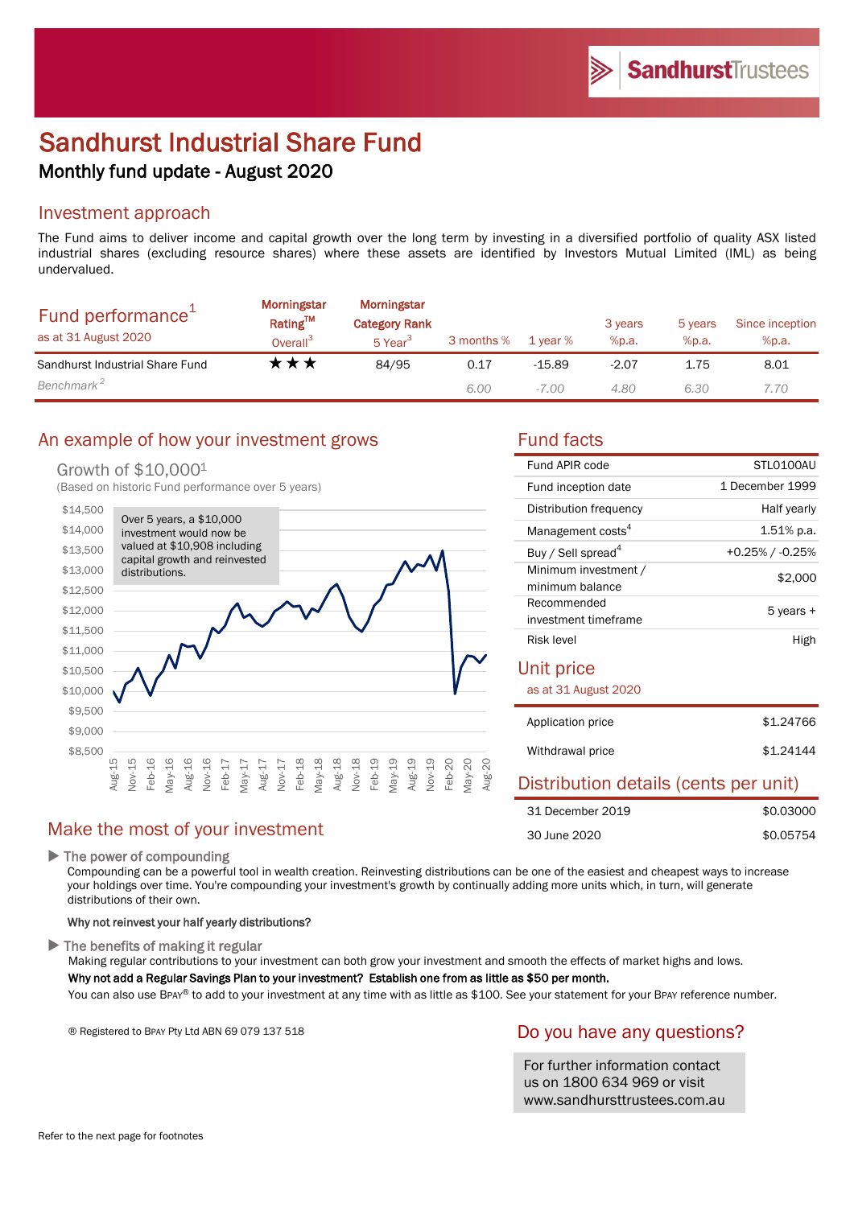# Sandhurst Industrial Share Fund

## Monthly fund update - August 2020

## Investment approach

The Fund aims to deliver income and capital growth over the long term by investing in a diversified portfolio of quality ASX listed industrial shares (excluding resource shares) where these assets are identified by Investors Mutual Limited (IML) as being undervalued.

| Fund performance[1] as at 31 August 2020 | Morningstar Rating™ Overall[3] | Morningstar Category Rank 5 Year[3] | 3 months % | 1 year % | 3 years %p.a. | 5 years %p.a. | Since inception %p.a. |
|---|---|---|---|---|---|---|---|
| Sandhurst Industrial Share Fund | ★★★ | 84/95 | 0.17 | -15.89 | -2.07 | 1.75 | 8.01 |
| *Benchmark[2]* | | | *6.00* | *-7.00* | *4.80* | *6.30* | *7.70* |

## An example of how your investment grows

Growth of $10,000[1]

(Based on historic Fund performance over 5 years)

Over 5 years, a $10,000 investment would now be valued at $10,908 including capital growth and reinvested distributions.

## Fund facts

| | |
|---|---|
| Fund APIR code | STL0100AU |
| Fund inception date | 1 December 1999 |
| Distribution frequency | Half yearly |
| Management costs[4] | 1.51% p.a. |
| Buy / Sell spread[4] | +0.25% / -0.25% |
| Minimum investment / minimum balance | $2,000 |
| Recommended investment timeframe | 5 years + |
| Risk level | High |

## Unit price

as at 31 August 2020

| | |
|---|---|
| Application price | $1.24766 |
| Withdrawal price | $1.24144 |

## Distribution details (cents per unit)

| | |
|---|---|
| 31 December 2019 | $0.03000 |
| 30 June 2020 | $0.05754 |

## Make the most of your investment

▶ **The power of compounding**

Compounding can be a powerful tool in wealth creation. Reinvesting distributions can be one of the easiest and cheapest ways to increase your holdings over time. You're compounding your investment's growth by continually adding more units which, in turn, will generate distributions of their own.

**Why not reinvest your half yearly distributions?**

▶ **The benefits of making it regular**

Making regular contributions to your investment can both grow your investment and smooth the effects of market highs and lows.

**Why not add a Regular Savings Plan to your investment? Establish one from as little as $50 per month.**

You can also use BPAY® to add to your investment at any time with as little as $100. See your statement for your BPAY reference number.

® Registered to BPAY Pty Ltd ABN 69 079 137 518

## Do you have any questions?

For further information contact us on 1800 634 969 or visit www.sandhursttrustees.com.au

Refer to the next page for footnotes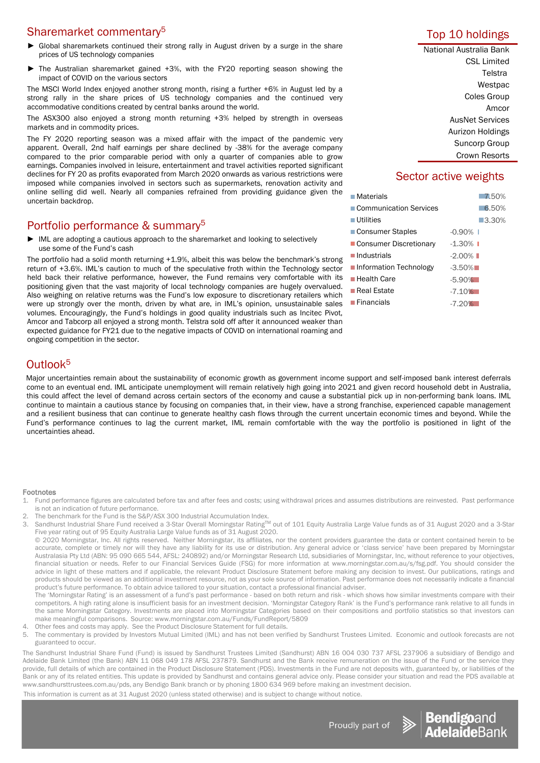## Sharemarket commentary[5]

- Global sharemarkets continued their strong rally in August driven by a surge in the share prices of US technology companies
- The Australian sharemarket gained +3%, with the FY20 reporting season showing the impact of COVID on the various sectors

The MSCI World Index enjoyed another strong month, rising a further +6% in August led by a strong rally in the share prices of US technology companies and the continued very accommodative conditions created by central banks around the world.

The ASX300 also enjoyed a strong month returning +3% helped by strength in overseas markets and in commodity prices.

The FY 2020 reporting season was a mixed affair with the impact of the pandemic very apparent. Overall, 2nd half earnings per share declined by -38% for the average company compared to the prior comparable period with only a quarter of companies able to grow earnings. Companies involved in leisure, entertainment and travel activities reported significant declines for FY 20 as profits evaporated from March 2020 onwards as various restrictions were imposed while companies involved in sectors such as supermarkets, renovation activity and online selling did well. Nearly all companies refrained from providing guidance given the uncertain backdrop.

## Portfolio performance & summary[5]

- IML are adopting a cautious approach to the sharemarket and looking to selectively use some of the Fund's cash

The portfolio had a solid month returning +1.9%, albeit this was below the benchmark's strong return of +3.6%. IML's caution to much of the speculative froth within the Technology sector held back their relative performance, however, the Fund remains very comfortable with its positioning given that the vast majority of local technology companies are hugely overvalued. Also weighing on relative returns was the Fund's low exposure to discretionary retailers which were up strongly over the month, driven by what are, in IML's opinion, unsustainable sales volumes. Encouragingly, the Fund's holdings in good quality industrials such as Incitec Pivot, Amcor and Tabcorp all enjoyed a strong month. Telstra sold off after it announced weaker than expected guidance for FY21 due to the negative impacts of COVID on international roaming and ongoing competition in the sector.

## Top 10 holdings

National Australia Bank
CSL Limited
Telstra
Westpac
Coles Group
Amcor
AusNet Services
Aurizon Holdings
Suncorp Group
Crown Resorts

## Sector active weights

Materials 7.50%
Communication Services 6.50%
Utilities 3.30%
Consumer Staples -0.90%
Consumer Discretionary -1.30%
Industrials -2.00%
Information Technology -3.50%
Health Care -5.90%
Real Estate -7.10%
Financials -7.20%

## Outlook[5]

Major uncertainties remain about the sustainability of economic growth as government income support and self-imposed bank interest deferrals come to an eventual end. IML anticipate unemployment will remain relatively high going into 2021 and given record household debt in Australia, this could affect the level of demand across certain sectors of the economy and cause a substantial pick up in non-performing bank loans. IML continue to maintain a cautious stance by focusing on companies that, in their view, have a strong franchise, experienced capable management and a resilient business that can continue to generate healthy cash flows through the current uncertain economic times and beyond. While the Fund's performance continues to lag the current market, IML remain comfortable with the way the portfolio is positioned in light of the uncertainties ahead.

**Footnotes**

1. Fund performance figures are calculated before tax and after fees and costs; using withdrawal prices and assumes distributions are reinvested. Past performance is not an indication of future performance.
2. The benchmark for the Fund is the S&P/ASX 300 Industrial Accumulation Index.
3. Sandhurst Industrial Share Fund received a 3-Star Overall Morningstar Rating™ out of 101 Equity Australia Large Value funds as of 31 August 2020 and a 3-Star Five year rating out of 95 Equity Australia Large Value funds as of 31 August 2020.
   © 2020 Morningstar, Inc. All rights reserved. Neither Morningstar, its affiliates, nor the content providers guarantee the data or content contained herein to be accurate, complete or timely nor will they have any liability for its use or distribution. Any general advice or 'class service' have been prepared by Morningstar Australasia Pty Ltd (ABN: 95 090 665 544, AFSL: 240892) and/or Morningstar Research Ltd, subsidiaries of Morningstar, Inc, without reference to your objectives, financial situation or needs. Refer to our Financial Services Guide (FSG) for more information at www.morningstar.com.au/s/fsg.pdf. You should consider the advice in light of these matters and if applicable, the relevant Product Disclosure Statement before making any decision to invest. Our publications, ratings and products should be viewed as an additional investment resource, not as your sole source of information. Past performance does not necessarily indicate a financial product's future performance. To obtain advice tailored to your situation, contact a professional financial adviser.
   The 'Morningstar Rating' is an assessment of a fund's past performance - based on both return and risk - which shows how similar investments compare with their competitors. A high rating alone is insufficient basis for an investment decision. 'Morningstar Category Rank' is the Fund's performance rank relative to all funds in the same Morningstar Category. Investments are placed into Morningstar Categories based on their compositions and portfolio statistics so that investors can make meaningful comparisons. Source: www.morningstar.com.au/Funds/FundReport/5809
4. Other fees and costs may apply. See the Product Disclosure Statement for full details.
5. The commentary is provided by Investors Mutual Limited (IML) and has not been verified by Sandhurst Trustees Limited. Economic and outlook forecasts are not guaranteed to occur.

The Sandhurst Industrial Share Fund (Fund) is issued by Sandhurst Trustees Limited (Sandhurst) ABN 16 004 030 737 AFSL 237906 a subsidiary of Bendigo and Adelaide Bank Limited (the Bank) ABN 11 068 049 178 AFSL 237879. Sandhurst and the Bank receive remuneration on the issue of the Fund or the service they provide, full details of which are contained in the Product Disclosure Statement (PDS). Investments in the Fund are not deposits with, guaranteed by, or liabilities of the Bank or any of its related entities. This update is provided by Sandhurst and contains general advice only. Please consider your situation and read the PDS available at www.sandhursttrustees.com.au/pds, any Bendigo Bank branch or by phoning 1800 634 969 before making an investment decision.

This information is current as at 31 August 2020 (unless stated otherwise) and is subject to change without notice.

Proudly part of Bendigo and Adelaide Bank